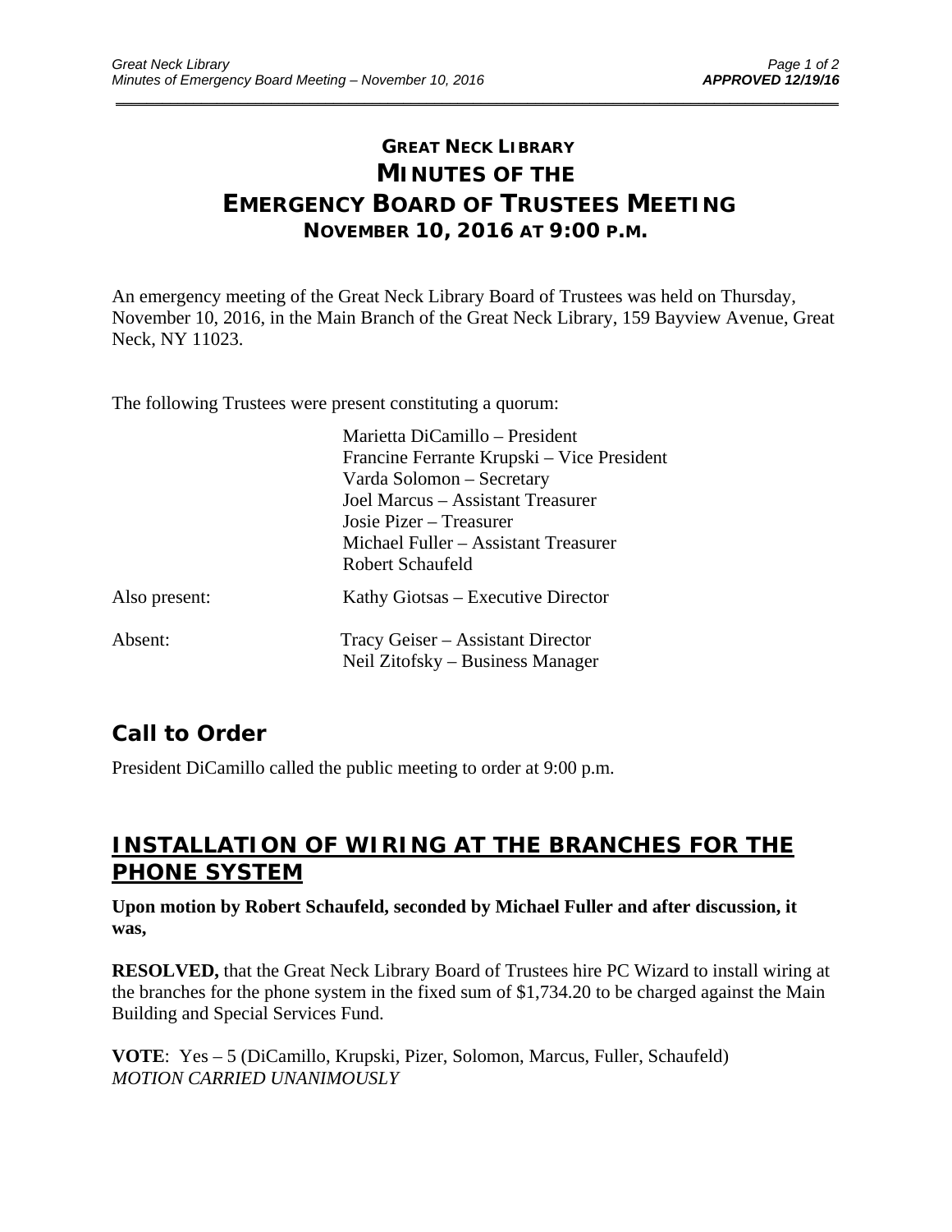# GREAT NECK LIBRARY
# MINUTES OF THE EMERGENCY BOARD OF TRUSTEES MEETING
## NOVEMBER 10, 2016 AT 9:00 P.M.

An emergency meeting of the Great Neck Library Board of Trustees was held on Thursday, November 10, 2016, in the Main Branch of the Great Neck Library, 159 Bayview Avenue, Great Neck, NY 11023.

The following Trustees were present constituting a quorum:

Marietta DiCamillo – President
Francine Ferrante Krupski – Vice President
Varda Solomon – Secretary
Joel Marcus – Assistant Treasurer
Josie Pizer – Treasurer
Michael Fuller – Assistant Treasurer
Robert Schaufeld

Also present: Kathy Giotsas – Executive Director

Absent: Tracy Geiser – Assistant Director
Neil Zitofsky – Business Manager

## Call to Order

President DiCamillo called the public meeting to order at 9:00 p.m.

## INSTALLATION OF WIRING AT THE BRANCHES FOR THE PHONE SYSTEM

**Upon motion by Robert Schaufeld, seconded by Michael Fuller and after discussion, it was,**

**RESOLVED,** that the Great Neck Library Board of Trustees hire PC Wizard to install wiring at the branches for the phone system in the fixed sum of $1,734.20 to be charged against the Main Building and Special Services Fund.

**VOTE**: Yes – 5 (DiCamillo, Krupski, Pizer, Solomon, Marcus, Fuller, Schaufeld)
*MOTION CARRIED UNANIMOUSLY*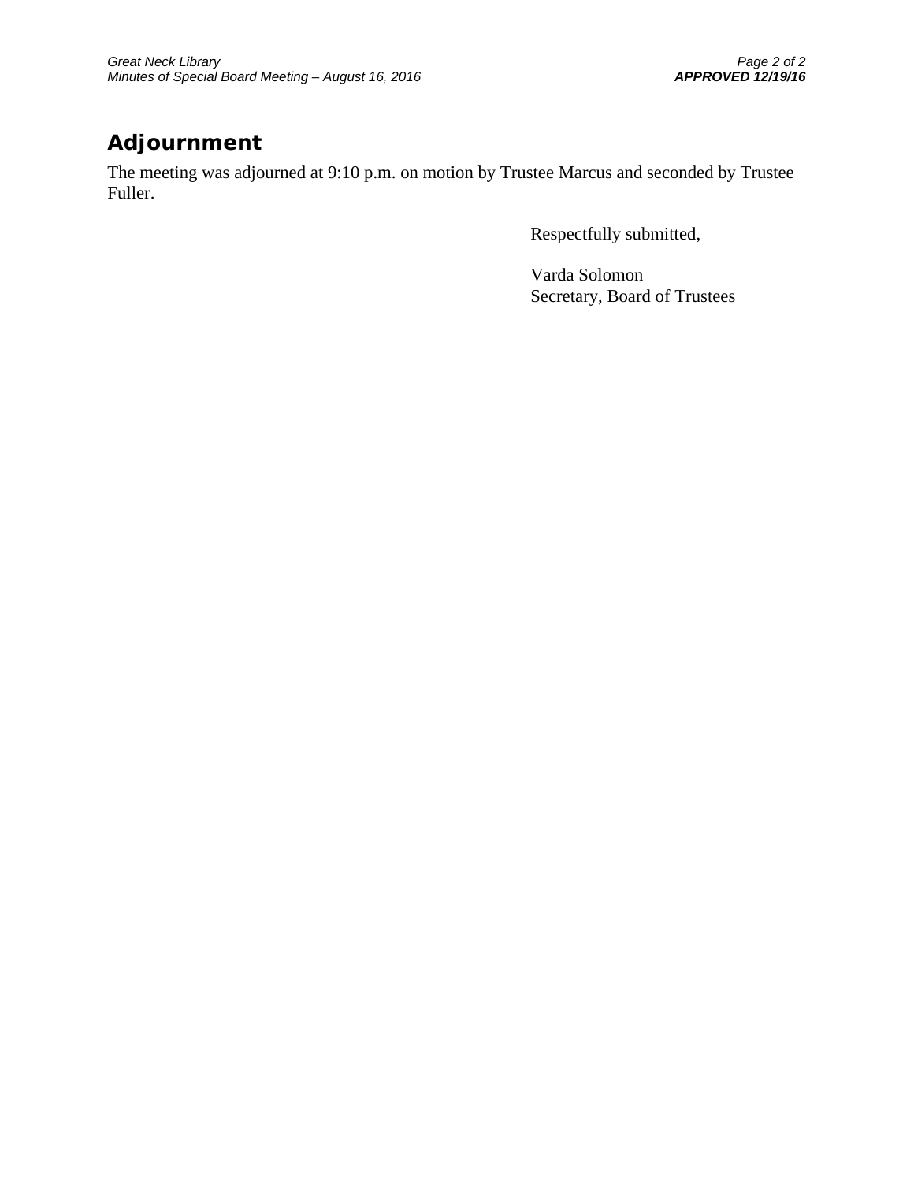## Adjournment

The meeting was adjourned at 9:10 p.m. on motion by Trustee Marcus and seconded by Trustee Fuller.

Respectfully submitted,

Varda Solomon
Secretary, Board of Trustees